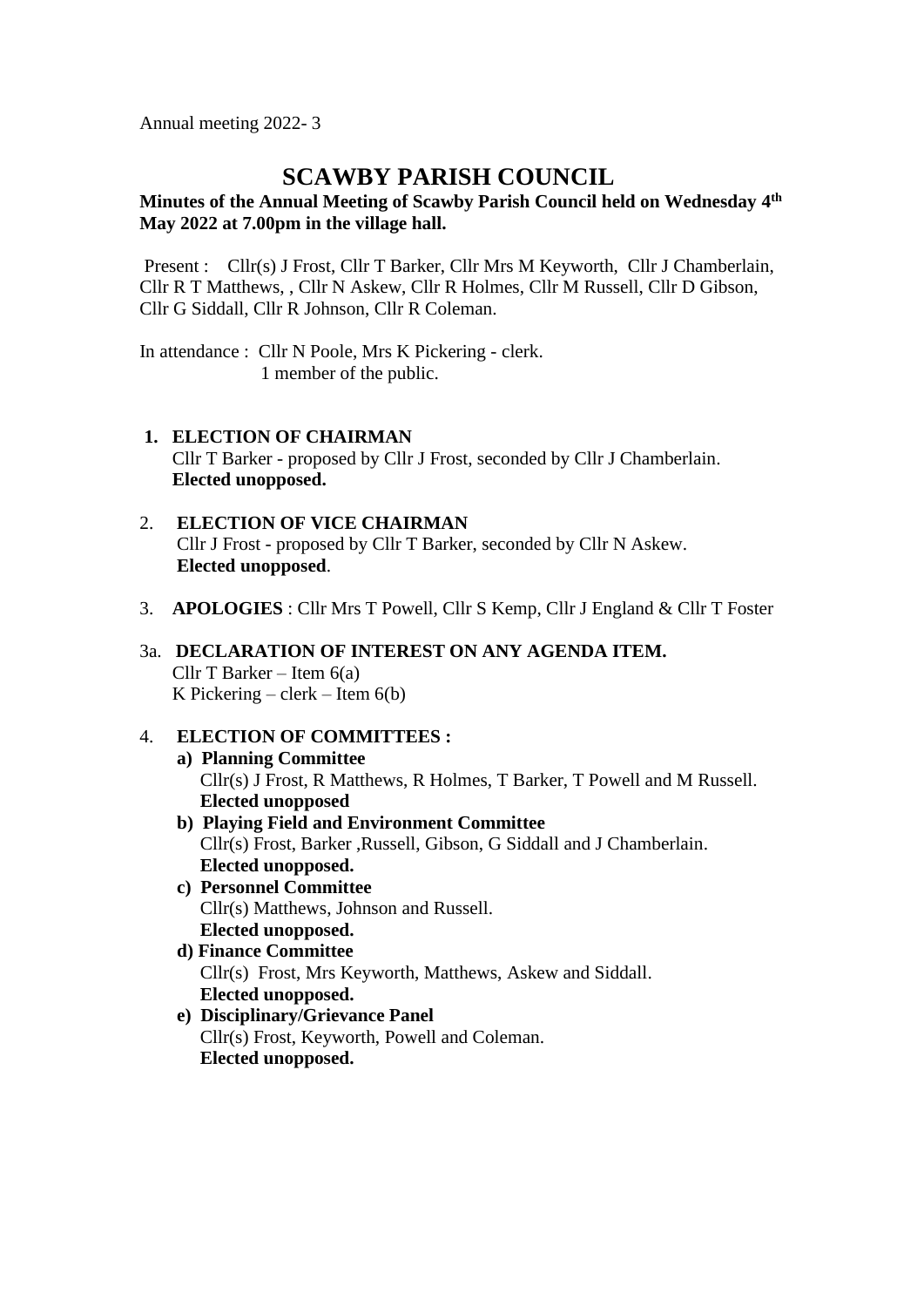Annual meeting 2022- 3

# SCAWBY PARISH COUNCIL

**Minutes of the Annual Meeting of Scawby Parish Council held on Wednesday 4th May 2022 at 7.00pm in the village hall.**

Present : Cllr(s) J Frost, Cllr T Barker, Cllr Mrs M Keyworth, Cllr J Chamberlain, Cllr R T Matthews, , Cllr N Askew, Cllr R Holmes, Cllr M Russell, Cllr D Gibson, Cllr G Siddall, Cllr R Johnson, Cllr R Coleman.

In attendance : Cllr N Poole, Mrs K Pickering - clerk.
1 member of the public.

1. **ELECTION OF CHAIRMAN**
   Cllr T Barker - proposed by Cllr J Frost, seconded by Cllr J Chamberlain.
   **Elected unopposed.**

2. **ELECTION OF VICE CHAIRMAN**
   Cllr J Frost - proposed by Cllr T Barker, seconded by Cllr N Askew.
   **Elected unopposed**.

3. **APOLOGIES** : Cllr Mrs T Powell, Cllr S Kemp, Cllr J England & Cllr T Foster

3a. **DECLARATION OF INTEREST ON ANY AGENDA ITEM.**
   Cllr T Barker – Item 6(a)
   K Pickering – clerk – Item 6(b)

4. **ELECTION OF COMMITTEES :**
   - **a) Planning Committee**
     Cllr(s) J Frost, R Matthews, R Holmes, T Barker, T Powell and M Russell.
     **Elected unopposed**
   - **b) Playing Field and Environment Committee**
     Cllr(s) Frost, Barker ,Russell, Gibson, G Siddall and J Chamberlain.
     **Elected unopposed.**
   - **c) Personnel Committee**
     Cllr(s) Matthews, Johnson and Russell.
     **Elected unopposed.**
   - **d) Finance Committee**
     Cllr(s) Frost, Mrs Keyworth, Matthews, Askew and Siddall.
     **Elected unopposed.**
   - **e) Disciplinary/Grievance Panel**
     Cllr(s) Frost, Keyworth, Powell and Coleman.
     **Elected unopposed.**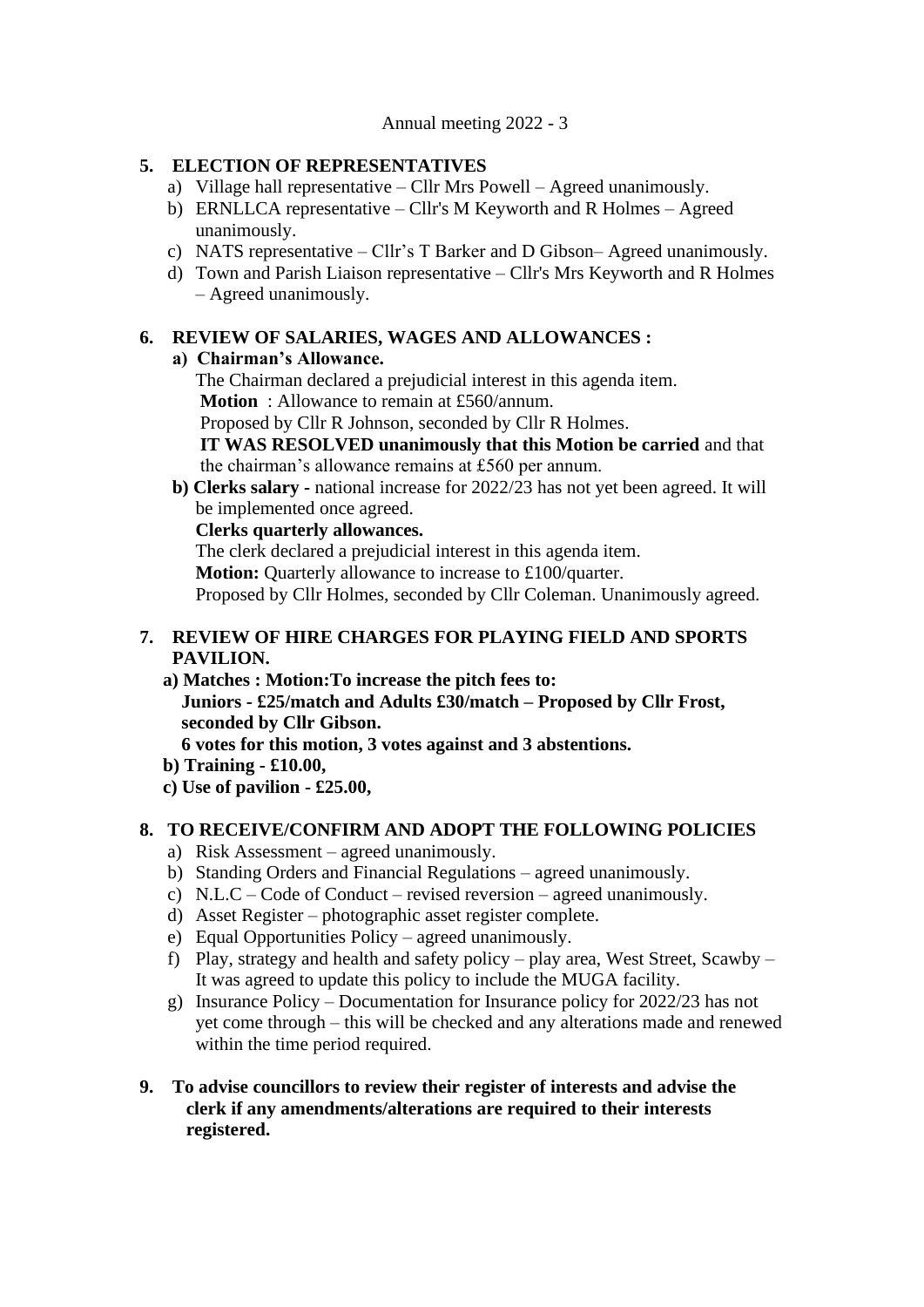Annual meeting 2022 - 3

## 5. ELECTION OF REPRESENTATIVES

a) Village hall representative – Cllr Mrs Powell – Agreed unanimously.
b) ERNLLCA representative – Cllr's M Keyworth and R Holmes – Agreed unanimously.
c) NATS representative – Cllr's T Barker and D Gibson– Agreed unanimously.
d) Town and Parish Liaison representative – Cllr's Mrs Keyworth and R Holmes – Agreed unanimously.

## 6. REVIEW OF SALARIES, WAGES AND ALLOWANCES :

**a) Chairman's Allowance.**

The Chairman declared a prejudicial interest in this agenda item.
**Motion** : Allowance to remain at £560/annum.
Proposed by Cllr R Johnson, seconded by Cllr R Holmes.
**IT WAS RESOLVED unanimously that this Motion be carried** and that the chairman's allowance remains at £560 per annum.

**b) Clerks salary -** national increase for 2022/23 has not yet been agreed. It will be implemented once agreed.

**Clerks quarterly allowances.**

The clerk declared a prejudicial interest in this agenda item.
**Motion:** Quarterly allowance to increase to £100/quarter.
Proposed by Cllr Holmes, seconded by Cllr Coleman. Unanimously agreed.

## 7. REVIEW OF HIRE CHARGES FOR PLAYING FIELD AND SPORTS PAVILION.

**a) Matches : Motion:To increase the pitch fees to:**
**Juniors - £25/match and Adults £30/match – Proposed by Cllr Frost, seconded by Cllr Gibson.**
**6 votes for this motion, 3 votes against and 3 abstentions.**

**b) Training - £10.00,**

**c) Use of pavilion - £25.00,**

## 8. TO RECEIVE/CONFIRM AND ADOPT THE FOLLOWING POLICIES

a) Risk Assessment – agreed unanimously.
b) Standing Orders and Financial Regulations – agreed unanimously.
c) N.L.C – Code of Conduct – revised reversion – agreed unanimously.
d) Asset Register – photographic asset register complete.
e) Equal Opportunities Policy – agreed unanimously.
f) Play, strategy and health and safety policy – play area, West Street, Scawby – It was agreed to update this policy to include the MUGA facility.
g) Insurance Policy – Documentation for Insurance policy for 2022/23 has not yet come through – this will be checked and any alterations made and renewed within the time period required.

## 9. To advise councillors to review their register of interests and advise the clerk if any amendments/alterations are required to their interests registered.